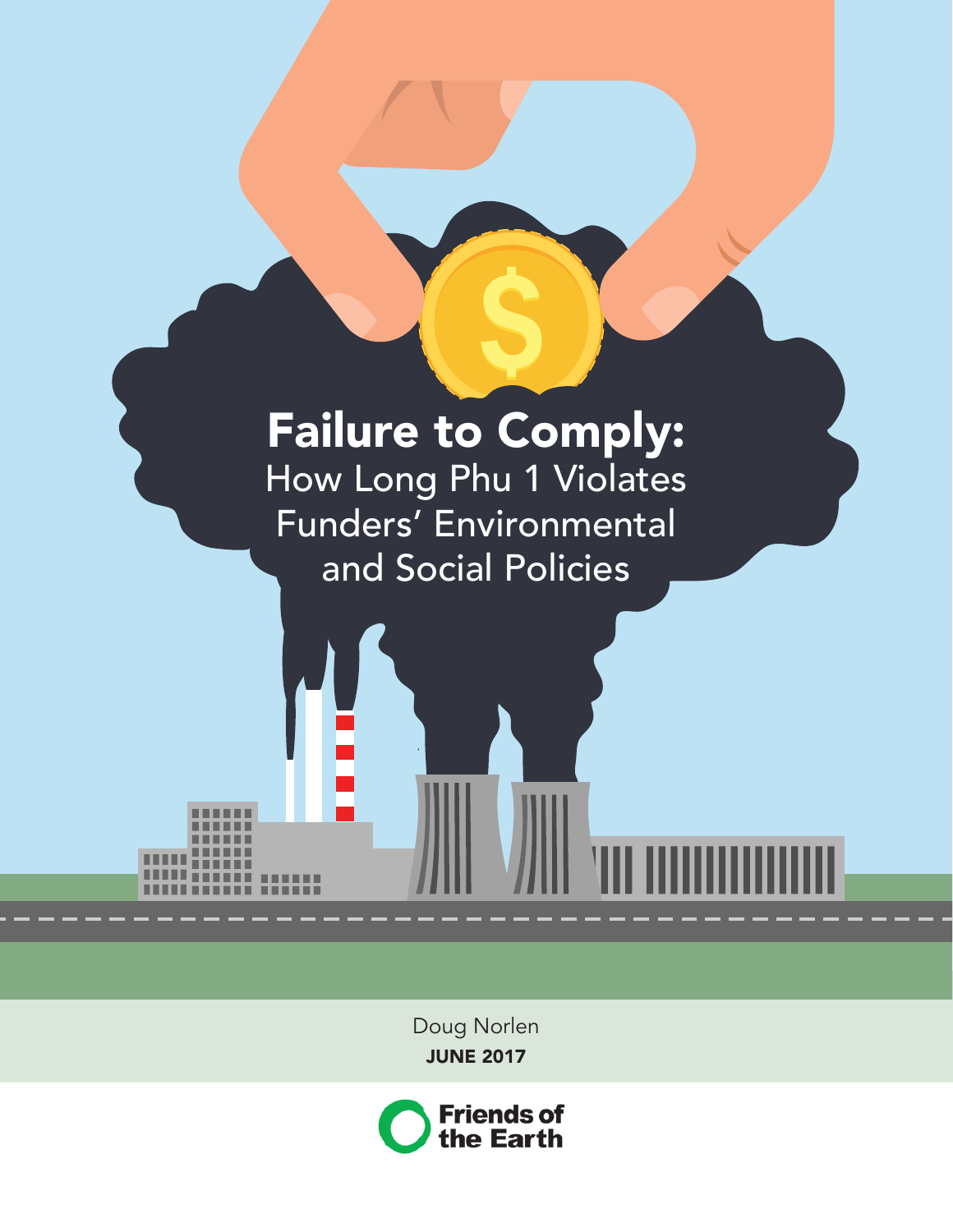# Failure to Comply:

## How Long Phu 1 Violates Funders' Environmental and Social Policies

Doug Norlen

**JUNE 2017**

Friends of the Earth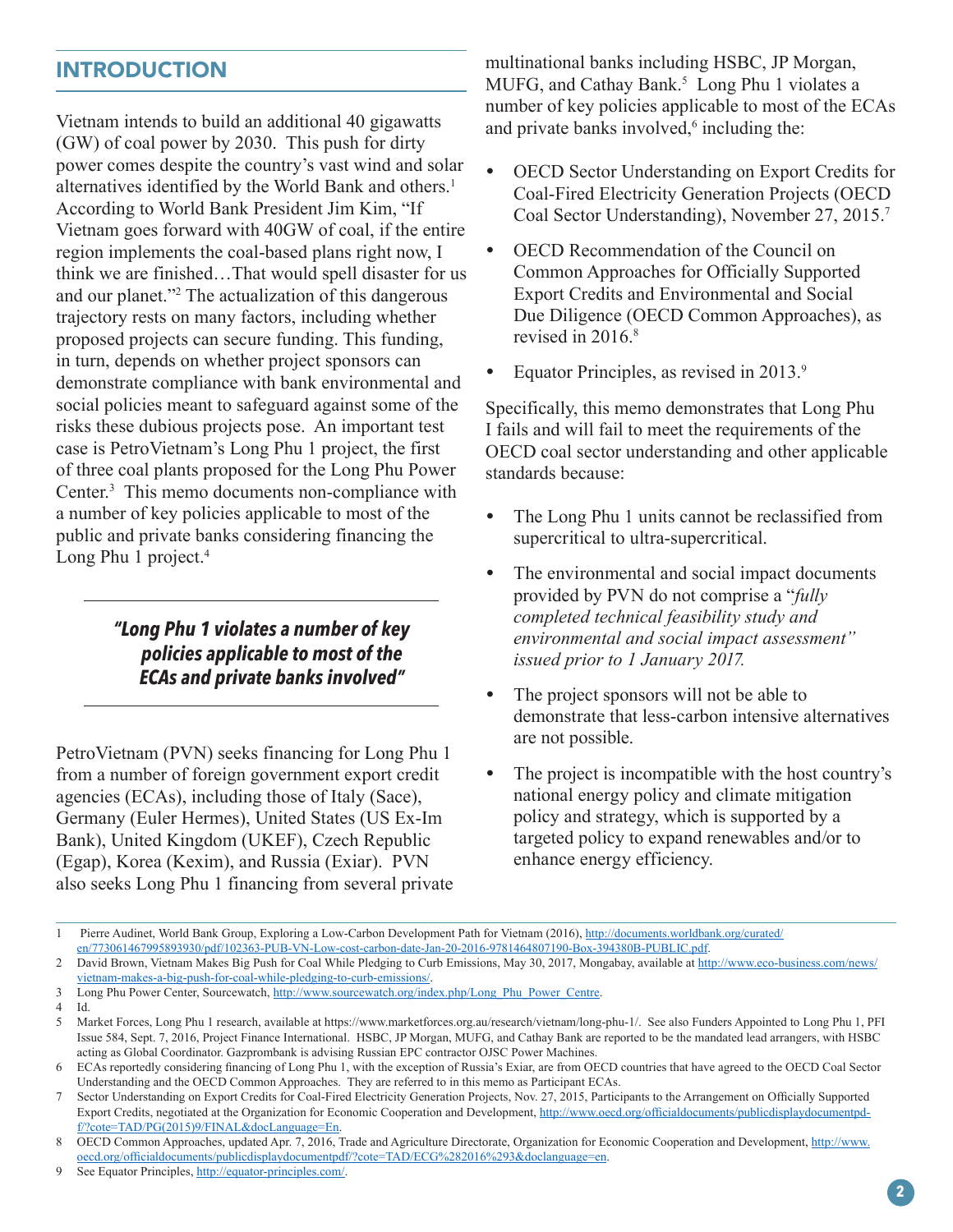## INTRODUCTION

Vietnam intends to build an additional 40 gigawatts (GW) of coal power by 2030. This push for dirty power comes despite the country's vast wind and solar alternatives identified by the World Bank and others.[1] According to World Bank President Jim Kim, "If Vietnam goes forward with 40GW of coal, if the entire region implements the coal-based plans right now, I think we are finished…That would spell disaster for us and our planet."[2] The actualization of this dangerous trajectory rests on many factors, including whether proposed projects can secure funding. This funding, in turn, depends on whether project sponsors can demonstrate compliance with bank environmental and social policies meant to safeguard against some of the risks these dubious projects pose. An important test case is PetroVietnam's Long Phu 1 project, the first of three coal plants proposed for the Long Phu Power Center.[3] This memo documents non-compliance with a number of key policies applicable to most of the public and private banks considering financing the Long Phu 1 project.[4]

> ***"Long Phu 1 violates a number of key policies applicable to most of the ECAs and private banks involved"***

PetroVietnam (PVN) seeks financing for Long Phu 1 from a number of foreign government export credit agencies (ECAs), including those of Italy (Sace), Germany (Euler Hermes), United States (US Ex-Im Bank), United Kingdom (UKEF), Czech Republic (Egap), Korea (Kexim), and Russia (Exiar). PVN also seeks Long Phu 1 financing from several private multinational banks including HSBC, JP Morgan, MUFG, and Cathay Bank.[5] Long Phu 1 violates a number of key policies applicable to most of the ECAs and private banks involved,[6] including the:

- OECD Sector Understanding on Export Credits for Coal-Fired Electricity Generation Projects (OECD Coal Sector Understanding), November 27, 2015.[7]
- OECD Recommendation of the Council on Common Approaches for Officially Supported Export Credits and Environmental and Social Due Diligence (OECD Common Approaches), as revised in 2016.[8]
- Equator Principles, as revised in 2013.[9]

Specifically, this memo demonstrates that Long Phu I fails and will fail to meet the requirements of the OECD coal sector understanding and other applicable standards because:

- The Long Phu 1 units cannot be reclassified from supercritical to ultra-supercritical.
- The environmental and social impact documents provided by PVN do not comprise a "*fully completed technical feasibility study and environmental and social impact assessment" issued prior to 1 January 2017.*
- The project sponsors will not be able to demonstrate that less-carbon intensive alternatives are not possible.
- The project is incompatible with the host country's national energy policy and climate mitigation policy and strategy, which is supported by a targeted policy to expand renewables and/or to enhance energy efficiency.

---

1 Pierre Audinet, World Bank Group, Exploring a Low-Carbon Development Path for Vietnam (2016), http://documents.worldbank.org/curated/en/773061467995893930/pdf/102363-PUB-VN-Low-cost-carbon-date-Jan-20-2016-9781464807190-Box-394380B-PUBLIC.pdf.

2 David Brown, Vietnam Makes Big Push for Coal While Pledging to Curb Emissions, May 30, 2017, Mongabay, available at http://www.eco-business.com/news/vietnam-makes-a-big-push-for-coal-while-pledging-to-curb-emissions/.

3 Long Phu Power Center, Sourcewatch, http://www.sourcewatch.org/index.php/Long_Phu_Power_Centre.

4 Id.

5 Market Forces, Long Phu 1 research, available at https://www.marketforces.org.au/research/vietnam/long-phu-1/. See also Funders Appointed to Long Phu 1, PFI Issue 584, Sept. 7, 2016, Project Finance International. HSBC, JP Morgan, MUFG, and Cathay Bank are reported to be the mandated lead arrangers, with HSBC acting as Global Coordinator. Gazprombank is advising Russian EPC contractor OJSC Power Machines.

6 ECAs reportedly considering financing of Long Phu 1, with the exception of Russia's Exiar, are from OECD countries that have agreed to the OECD Coal Sector Understanding and the OECD Common Approaches. They are referred to in this memo as Participant ECAs.

7 Sector Understanding on Export Credits for Coal-Fired Electricity Generation Projects, Nov. 27, 2015, Participants to the Arrangement on Officially Supported Export Credits, negotiated at the Organization for Economic Cooperation and Development, http://www.oecd.org/officialdocuments/publicdisplaydocumentpdf/?cote=TAD/PG(2015)9/FINAL&docLanguage=En.

8 OECD Common Approaches, updated Apr. 7, 2016, Trade and Agriculture Directorate, Organization for Economic Cooperation and Development, http://www.oecd.org/officialdocuments/publicdisplaydocumentpdf/?cote=TAD/ECG%282016%293&doclanguage=en.

9 See Equator Principles, http://equator-principles.com/.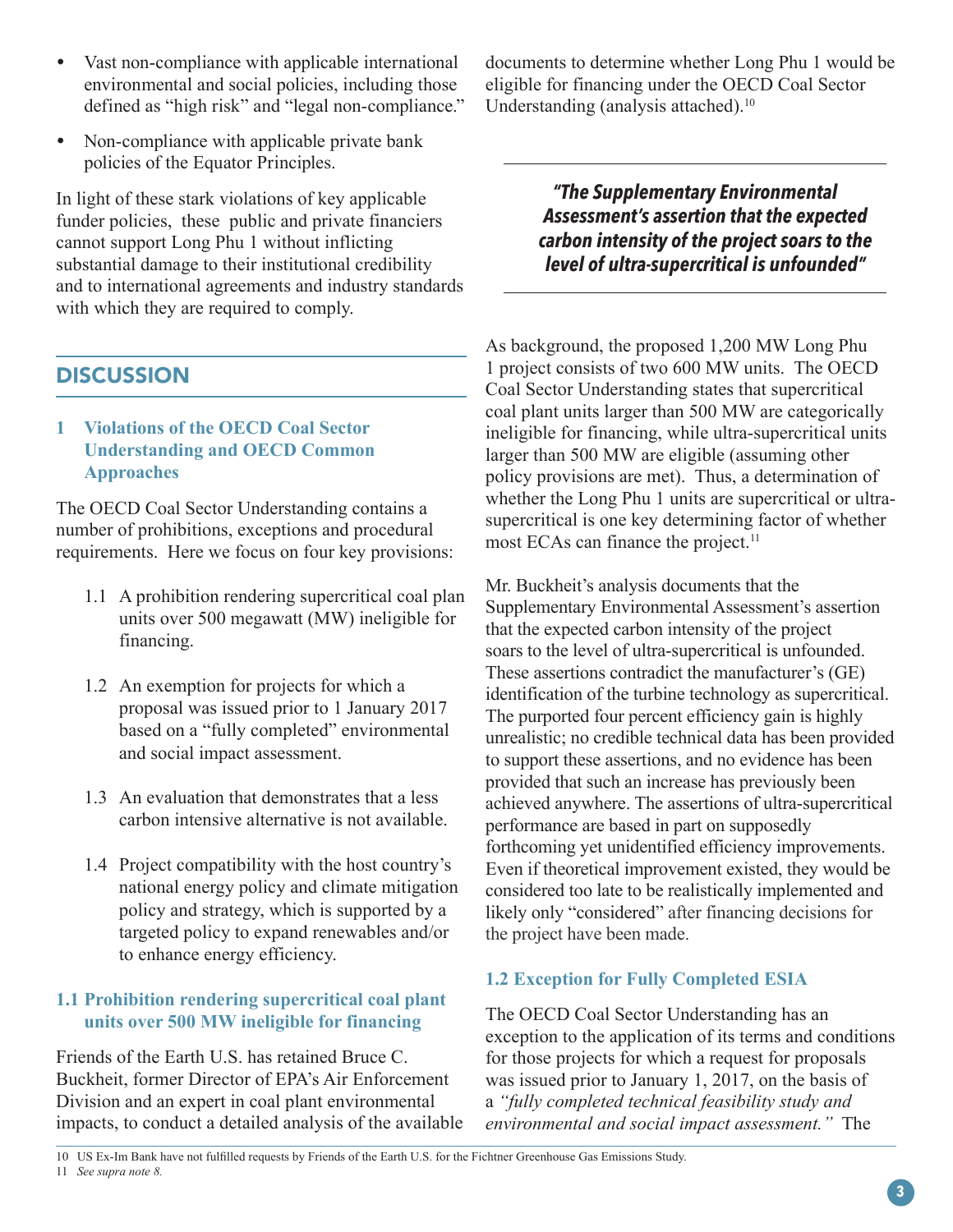- Vast non-compliance with applicable international environmental and social policies, including those defined as "high risk" and "legal non-compliance."
- Non-compliance with applicable private bank policies of the Equator Principles.

In light of these stark violations of key applicable funder policies, these public and private financiers cannot support Long Phu 1 without inflicting substantial damage to their institutional credibility and to international agreements and industry standards with which they are required to comply.

## DISCUSSION

### 1 Violations of the OECD Coal Sector Understanding and OECD Common Approaches

The OECD Coal Sector Understanding contains a number of prohibitions, exceptions and procedural requirements. Here we focus on four key provisions:

1.1 A prohibition rendering supercritical coal plan units over 500 megawatt (MW) ineligible for financing.

1.2 An exemption for projects for which a proposal was issued prior to 1 January 2017 based on a "fully completed" environmental and social impact assessment.

1.3 An evaluation that demonstrates that a less carbon intensive alternative is not available.

1.4 Project compatibility with the host country's national energy policy and climate mitigation policy and strategy, which is supported by a targeted policy to expand renewables and/or to enhance energy efficiency.

### 1.1 Prohibition rendering supercritical coal plant units over 500 MW ineligible for financing

Friends of the Earth U.S. has retained Bruce C. Buckheit, former Director of EPA's Air Enforcement Division and an expert in coal plant environmental impacts, to conduct a detailed analysis of the available documents to determine whether Long Phu 1 would be eligible for financing under the OECD Coal Sector Understanding (analysis attached).[10]

> ***"The Supplementary Environmental Assessment's assertion that the expected carbon intensity of the project soars to the level of ultra-supercritical is unfounded"***

As background, the proposed 1,200 MW Long Phu 1 project consists of two 600 MW units. The OECD Coal Sector Understanding states that supercritical coal plant units larger than 500 MW are categorically ineligible for financing, while ultra-supercritical units larger than 500 MW are eligible (assuming other policy provisions are met). Thus, a determination of whether the Long Phu 1 units are supercritical or ultra-supercritical is one key determining factor of whether most ECAs can finance the project.[11]

Mr. Buckheit's analysis documents that the Supplementary Environmental Assessment's assertion that the expected carbon intensity of the project soars to the level of ultra-supercritical is unfounded. These assertions contradict the manufacturer's (GE) identification of the turbine technology as supercritical. The purported four percent efficiency gain is highly unrealistic; no credible technical data has been provided to support these assertions, and no evidence has been provided that such an increase has previously been achieved anywhere. The assertions of ultra-supercritical performance are based in part on supposedly forthcoming yet unidentified efficiency improvements. Even if theoretical improvement existed, they would be considered too late to be realistically implemented and likely only "considered" after financing decisions for the project have been made.

### 1.2 Exception for Fully Completed ESIA

The OECD Coal Sector Understanding has an exception to the application of its terms and conditions for those projects for which a request for proposals was issued prior to January 1, 2017, on the basis of a *"fully completed technical feasibility study and environmental and social impact assessment."* The

---

10 US Ex-Im Bank have not fulfilled requests by Friends of the Earth U.S. for the Fichtner Greenhouse Gas Emissions Study.

11 *See supra note 8.*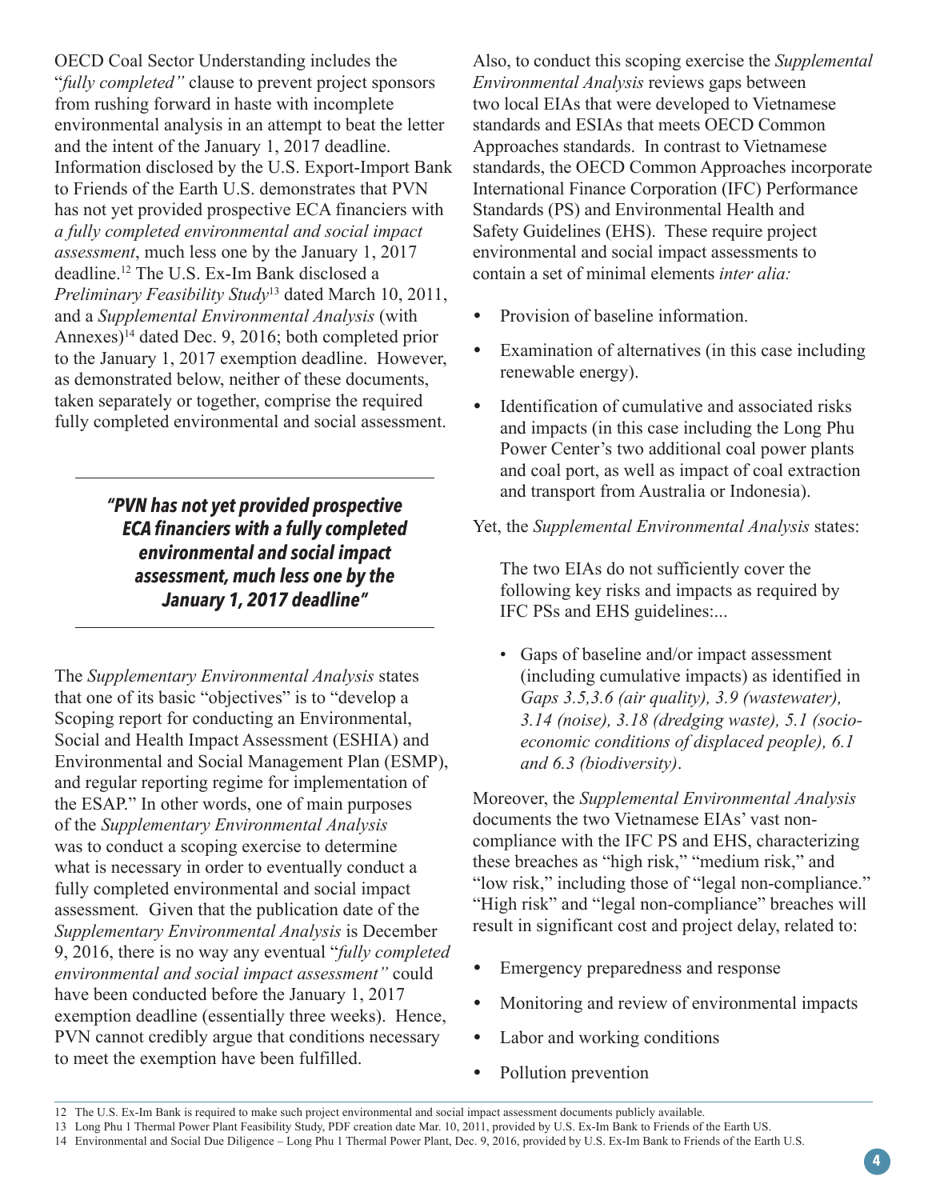OECD Coal Sector Understanding includes the "*fully completed"* clause to prevent project sponsors from rushing forward in haste with incomplete environmental analysis in an attempt to beat the letter and the intent of the January 1, 2017 deadline. Information disclosed by the U.S. Export-Import Bank to Friends of the Earth U.S. demonstrates that PVN has not yet provided prospective ECA financiers with *a fully completed environmental and social impact assessment*, much less one by the January 1, 2017 deadline.[12] The U.S. Ex-Im Bank disclosed a *Preliminary Feasibility Study*[13] dated March 10, 2011, and a *Supplemental Environmental Analysis* (with Annexes)[14] dated Dec. 9, 2016; both completed prior to the January 1, 2017 exemption deadline. However, as demonstrated below, neither of these documents, taken separately or together, comprise the required fully completed environmental and social assessment.

> ***"PVN has not yet provided prospective ECA financiers with a fully completed environmental and social impact assessment, much less one by the January 1, 2017 deadline"***

The *Supplementary Environmental Analysis* states that one of its basic "objectives" is to "develop a Scoping report for conducting an Environmental, Social and Health Impact Assessment (ESHIA) and Environmental and Social Management Plan (ESMP), and regular reporting regime for implementation of the ESAP." In other words, one of main purposes of the *Supplementary Environmental Analysis* was to conduct a scoping exercise to determine what is necessary in order to eventually conduct a fully completed environmental and social impact assessment*.* Given that the publication date of the *Supplementary Environmental Analysis* is December 9, 2016, there is no way any eventual "*fully completed environmental and social impact assessment"* could have been conducted before the January 1, 2017 exemption deadline (essentially three weeks). Hence, PVN cannot credibly argue that conditions necessary to meet the exemption have been fulfilled.

Also, to conduct this scoping exercise the *Supplemental Environmental Analysis* reviews gaps between two local EIAs that were developed to Vietnamese standards and ESIAs that meets OECD Common Approaches standards. In contrast to Vietnamese standards, the OECD Common Approaches incorporate International Finance Corporation (IFC) Performance Standards (PS) and Environmental Health and Safety Guidelines (EHS). These require project environmental and social impact assessments to contain a set of minimal elements *inter alia:*

- Provision of baseline information.
- Examination of alternatives (in this case including renewable energy).
- Identification of cumulative and associated risks and impacts (in this case including the Long Phu Power Center's two additional coal power plants and coal port, as well as impact of coal extraction and transport from Australia or Indonesia).

Yet, the *Supplemental Environmental Analysis* states:

> The two EIAs do not sufficiently cover the following key risks and impacts as required by IFC PSs and EHS guidelines:...
>
> - Gaps of baseline and/or impact assessment (including cumulative impacts) as identified in *Gaps 3.5,3.6 (air quality), 3.9 (wastewater), 3.14 (noise), 3.18 (dredging waste), 5.1 (socio-economic conditions of displaced people), 6.1 and 6.3 (biodiversity)*.

Moreover, the *Supplemental Environmental Analysis* documents the two Vietnamese EIAs' vast non-compliance with the IFC PS and EHS, characterizing these breaches as "high risk," "medium risk," and "low risk," including those of "legal non-compliance." "High risk" and "legal non-compliance" breaches will result in significant cost and project delay, related to:

- Emergency preparedness and response
- Monitoring and review of environmental impacts
- Labor and working conditions
- Pollution prevention

---

12 The U.S. Ex-Im Bank is required to make such project environmental and social impact assessment documents publicly available.

13 Long Phu 1 Thermal Power Plant Feasibility Study, PDF creation date Mar. 10, 2011, provided by U.S. Ex-Im Bank to Friends of the Earth US.

14 Environmental and Social Due Diligence – Long Phu 1 Thermal Power Plant, Dec. 9, 2016, provided by U.S. Ex-Im Bank to Friends of the Earth U.S.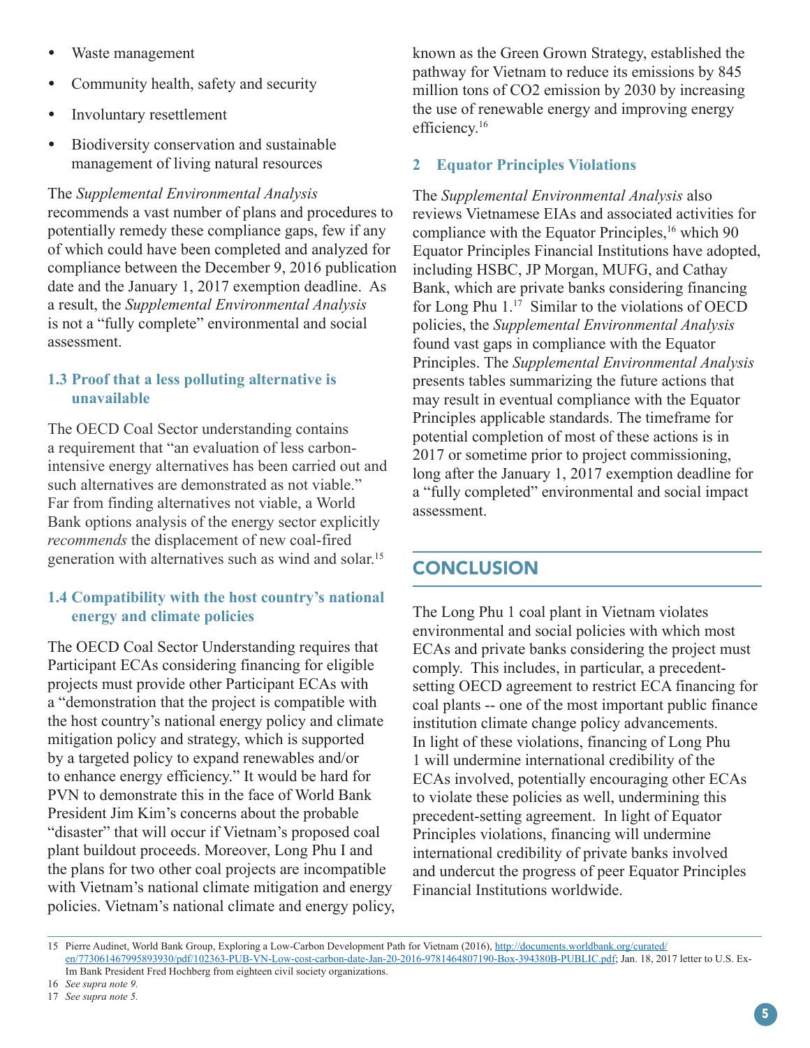- Waste management
- Community health, safety and security
- Involuntary resettlement
- Biodiversity conservation and sustainable management of living natural resources

The *Supplemental Environmental Analysis* recommends a vast number of plans and procedures to potentially remedy these compliance gaps, few if any of which could have been completed and analyzed for compliance between the December 9, 2016 publication date and the January 1, 2017 exemption deadline. As a result, the *Supplemental Environmental Analysis* is not a "fully complete" environmental and social assessment.

### 1.3 Proof that a less polluting alternative is unavailable

The OECD Coal Sector understanding contains a requirement that "an evaluation of less carbon-intensive energy alternatives has been carried out and such alternatives are demonstrated as not viable." Far from finding alternatives not viable, a World Bank options analysis of the energy sector explicitly *recommends* the displacement of new coal-fired generation with alternatives such as wind and solar.[15]

### 1.4 Compatibility with the host country's national energy and climate policies

The OECD Coal Sector Understanding requires that Participant ECAs considering financing for eligible projects must provide other Participant ECAs with a "demonstration that the project is compatible with the host country's national energy policy and climate mitigation policy and strategy, which is supported by a targeted policy to expand renewables and/or to enhance energy efficiency." It would be hard for PVN to demonstrate this in the face of World Bank President Jim Kim's concerns about the probable "disaster" that will occur if Vietnam's proposed coal plant buildout proceeds. Moreover, Long Phu I and the plans for two other coal projects are incompatible with Vietnam's national climate mitigation and energy policies. Vietnam's national climate and energy policy, known as the Green Grown Strategy, established the pathway for Vietnam to reduce its emissions by 845 million tons of CO2 emission by 2030 by increasing the use of renewable energy and improving energy efficiency.[16]

## 2 Equator Principles Violations

The *Supplemental Environmental Analysis* also reviews Vietnamese EIAs and associated activities for compliance with the Equator Principles,[16] which 90 Equator Principles Financial Institutions have adopted, including HSBC, JP Morgan, MUFG, and Cathay Bank, which are private banks considering financing for Long Phu 1.[17] Similar to the violations of OECD policies, the *Supplemental Environmental Analysis* found vast gaps in compliance with the Equator Principles. The *Supplemental Environmental Analysis* presents tables summarizing the future actions that may result in eventual compliance with the Equator Principles applicable standards. The timeframe for potential completion of most of these actions is in 2017 or sometime prior to project commissioning, long after the January 1, 2017 exemption deadline for a "fully completed" environmental and social impact assessment.

## CONCLUSION

The Long Phu 1 coal plant in Vietnam violates environmental and social policies with which most ECAs and private banks considering the project must comply. This includes, in particular, a precedent-setting OECD agreement to restrict ECA financing for coal plants -- one of the most important public finance institution climate change policy advancements. In light of these violations, financing of Long Phu 1 will undermine international credibility of the ECAs involved, potentially encouraging other ECAs to violate these policies as well, undermining this precedent-setting agreement. In light of Equator Principles violations, financing will undermine international credibility of private banks involved and undercut the progress of peer Equator Principles Financial Institutions worldwide.

---

15 Pierre Audinet, World Bank Group, Exploring a Low-Carbon Development Path for Vietnam (2016), http://documents.worldbank.org/curated/en/773061467995893930/pdf/102363-PUB-VN-Low-cost-carbon-date-Jan-20-2016-9781464807190-Box-394380B-PUBLIC.pdf; Jan. 18, 2017 letter to U.S. Ex-Im Bank President Fred Hochberg from eighteen civil society organizations.

16 *See supra note 9.*

17 *See supra note 5.*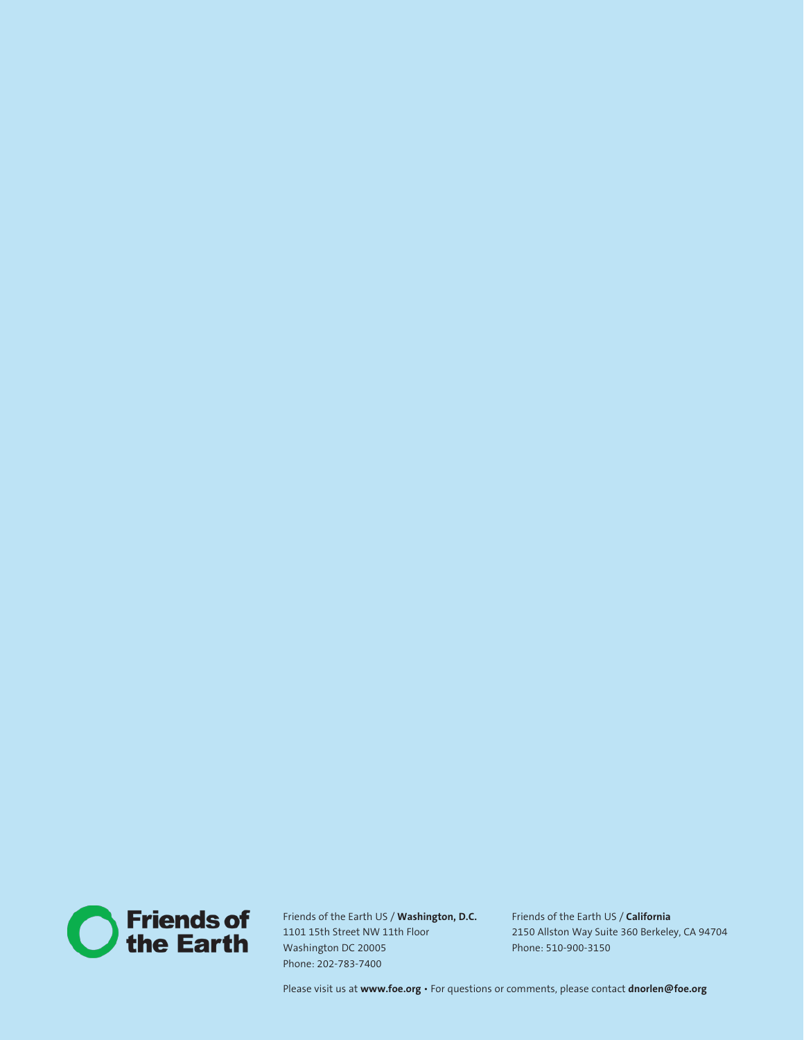Friends of the Earth

Friends of the Earth US / **Washington, D.C.**
1101 15th Street NW 11th Floor
Washington DC 20005
Phone: 202-783-7400

Friends of the Earth US / **California**
2150 Allston Way Suite 360 Berkeley, CA 94704
Phone: 510-900-3150

Please visit us at **www.foe.org** • For questions or comments, please contact **dnorlen@foe.org**